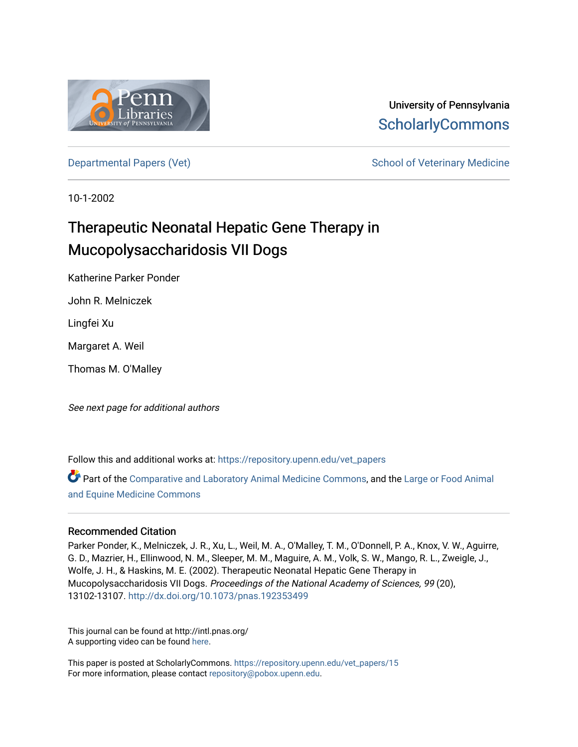University of Pennsylvania
ScholarlyCommons

Departmental Papers (Vet) | School of Veterinary Medicine

10-1-2002

# Therapeutic Neonatal Hepatic Gene Therapy in Mucopolysaccharidosis VII Dogs

Katherine Parker Ponder

John R. Melniczek

Lingfei Xu

Margaret A. Weil

Thomas M. O'Malley

*See next page for additional authors*

Follow this and additional works at: https://repository.upenn.edu/vet_papers

Part of the Comparative and Laboratory Animal Medicine Commons, and the Large or Food Animal and Equine Medicine Commons

## Recommended Citation

Parker Ponder, K., Melniczek, J. R., Xu, L., Weil, M. A., O'Malley, T. M., O'Donnell, P. A., Knox, V. W., Aguirre, G. D., Mazrier, H., Ellinwood, N. M., Sleeper, M. M., Maguire, A. M., Volk, S. W., Mango, R. L., Zweigle, J., Wolfe, J. H., & Haskins, M. E. (2002). Therapeutic Neonatal Hepatic Gene Therapy in Mucopolysaccharidosis VII Dogs. *Proceedings of the National Academy of Sciences, 99* (20), 13102-13107. http://dx.doi.org/10.1073/pnas.192353499

This journal can be found at http://intl.pnas.org/
A supporting video can be found here.

This paper is posted at ScholarlyCommons. https://repository.upenn.edu/vet_papers/15
For more information, please contact repository@pobox.upenn.edu.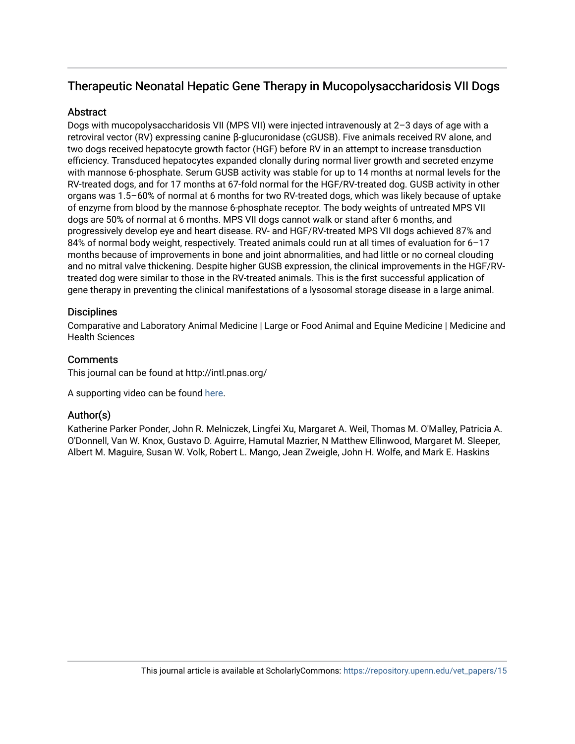# Therapeutic Neonatal Hepatic Gene Therapy in Mucopolysaccharidosis VII Dogs

## Abstract

Dogs with mucopolysaccharidosis VII (MPS VII) were injected intravenously at 2–3 days of age with a retroviral vector (RV) expressing canine β-glucuronidase (cGUSB). Five animals received RV alone, and two dogs received hepatocyte growth factor (HGF) before RV in an attempt to increase transduction efficiency. Transduced hepatocytes expanded clonally during normal liver growth and secreted enzyme with mannose 6-phosphate. Serum GUSB activity was stable for up to 14 months at normal levels for the RV-treated dogs, and for 17 months at 67-fold normal for the HGF/RV-treated dog. GUSB activity in other organs was 1.5–60% of normal at 6 months for two RV-treated dogs, which was likely because of uptake of enzyme from blood by the mannose 6-phosphate receptor. The body weights of untreated MPS VII dogs are 50% of normal at 6 months. MPS VII dogs cannot walk or stand after 6 months, and progressively develop eye and heart disease. RV- and HGF/RV-treated MPS VII dogs achieved 87% and 84% of normal body weight, respectively. Treated animals could run at all times of evaluation for 6–17 months because of improvements in bone and joint abnormalities, and had little or no corneal clouding and no mitral valve thickening. Despite higher GUSB expression, the clinical improvements in the HGF/RV-treated dog were similar to those in the RV-treated animals. This is the first successful application of gene therapy in preventing the clinical manifestations of a lysosomal storage disease in a large animal.

## Disciplines

Comparative and Laboratory Animal Medicine | Large or Food Animal and Equine Medicine | Medicine and Health Sciences

## Comments

This journal can be found at http://intl.pnas.org/

A supporting video can be found here.

## Author(s)

Katherine Parker Ponder, John R. Melniczek, Lingfei Xu, Margaret A. Weil, Thomas M. O'Malley, Patricia A. O'Donnell, Van W. Knox, Gustavo D. Aguirre, Hamutal Mazrier, N Matthew Ellinwood, Margaret M. Sleeper, Albert M. Maguire, Susan W. Volk, Robert L. Mango, Jean Zweigle, John H. Wolfe, and Mark E. Haskins

This journal article is available at ScholarlyCommons: https://repository.upenn.edu/vet_papers/15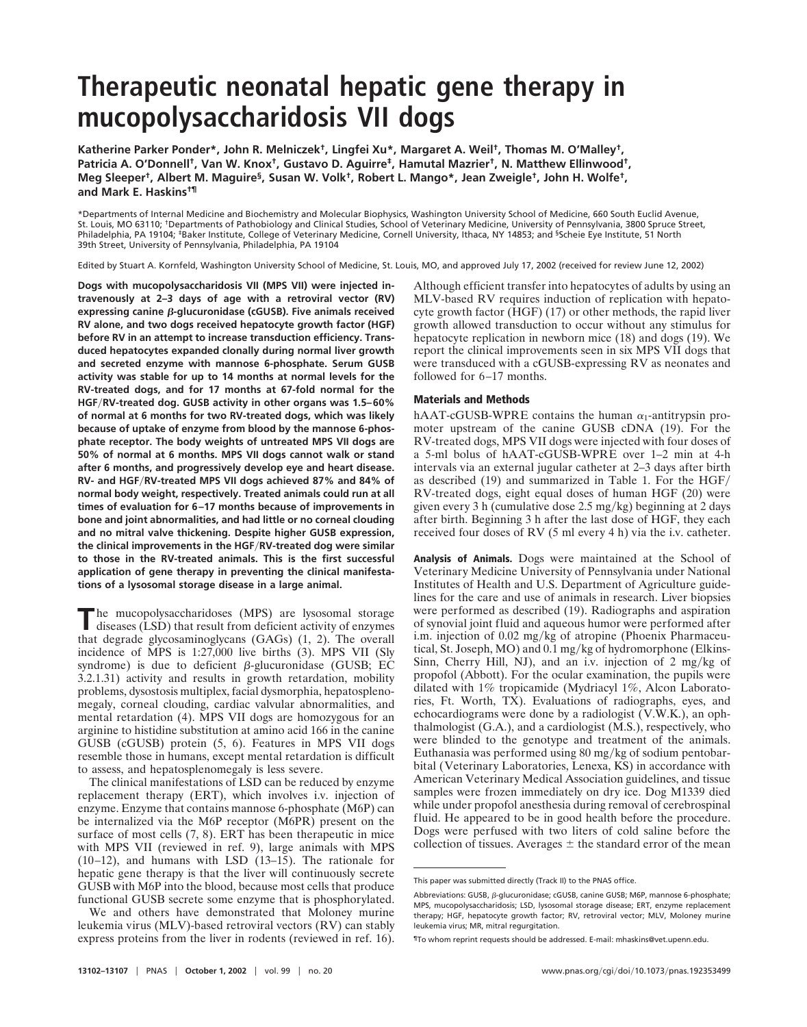# Therapeutic neonatal hepatic gene therapy in mucopolysaccharidosis VII dogs

**Katherine Parker Ponder\*, John R. Melniczek†, Lingfei Xu\*, Margaret A. Weil†, Thomas M. O'Malley†, Patricia A. O'Donnell†, Van W. Knox†, Gustavo D. Aguirre‡, Hamutal Mazrier†, N. Matthew Ellinwood†, Meg Sleeper†, Albert M. Maguire§, Susan W. Volk†, Robert L. Mango\*, Jean Zweigle†, John H. Wolfe†, and Mark E. Haskins†¶**

\*Departments of Internal Medicine and Biochemistry and Molecular Biophysics, Washington University School of Medicine, 660 South Euclid Avenue, St. Louis, MO 63110; †Departments of Pathobiology and Clinical Studies, School of Veterinary Medicine, University of Pennsylvania, 3800 Spruce Street, Philadelphia, PA 19104; ‡Baker Institute, College of Veterinary Medicine, Cornell University, Ithaca, NY 14853; and §Scheie Eye Institute, 51 North 39th Street, University of Pennsylvania, Philadelphia, PA 19104

Edited by Stuart A. Kornfeld, Washington University School of Medicine, St. Louis, MO, and approved July 17, 2002 (received for review June 12, 2002)

**Dogs with mucopolysaccharidosis VII (MPS VII) were injected intravenously at 2–3 days of age with a retroviral vector (RV) expressing canine β-glucuronidase (cGUSB). Five animals received RV alone, and two dogs received hepatocyte growth factor (HGF) before RV in an attempt to increase transduction efficiency. Transduced hepatocytes expanded clonally during normal liver growth and secreted enzyme with mannose 6-phosphate. Serum GUSB activity was stable for up to 14 months at normal levels for the RV-treated dogs, and for 17 months at 67-fold normal for the HGF/RV-treated dog. GUSB activity in other organs was 1.5–60% of normal at 6 months for two RV-treated dogs, which was likely because of uptake of enzyme from blood by the mannose 6-phosphate receptor. The body weights of untreated MPS VII dogs are 50% of normal at 6 months. MPS VII dogs cannot walk or stand after 6 months, and progressively develop eye and heart disease. RV- and HGF/RV-treated MPS VII dogs achieved 87% and 84% of normal body weight, respectively. Treated animals could run at all times of evaluation for 6–17 months because of improvements in bone and joint abnormalities, and had little or no corneal clouding and no mitral valve thickening. Despite higher GUSB expression, the clinical improvements in the HGF/RV-treated dog were similar to those in the RV-treated animals. This is the first successful application of gene therapy in preventing the clinical manifestations of a lysosomal storage disease in a large animal.**

The mucopolysaccharidoses (MPS) are lysosomal storage diseases (LSD) that result from deficient activity of enzymes that degrade glycosaminoglycans (GAGs) (1, 2). The overall incidence of MPS is 1:27,000 live births (3). MPS VII (Sly syndrome) is due to deficient β-glucuronidase (GUSB; EC 3.2.1.31) activity and results in growth retardation, mobility problems, dysostosis multiplex, facial dysmorphia, hepatosplenomegaly, corneal clouding, cardiac valvular abnormalities, and mental retardation (4). MPS VII dogs are homozygous for an arginine to histidine substitution at amino acid 166 in the canine GUSB (cGUSB) protein (5, 6). Features in MPS VII dogs resemble those in humans, except mental retardation is difficult to assess, and hepatosplenomegaly is less severe.

The clinical manifestations of LSD can be reduced by enzyme replacement therapy (ERT), which involves i.v. injection of enzyme. Enzyme that contains mannose 6-phosphate (M6P) can be internalized via the M6P receptor (M6PR) present on the surface of most cells (7, 8). ERT has been therapeutic in mice with MPS VII (reviewed in ref. 9), large animals with MPS (10–12), and humans with LSD (13–15). The rationale for hepatic gene therapy is that the liver will continuously secrete GUSB with M6P into the blood, because most cells that produce functional GUSB secrete some enzyme that is phosphorylated.

We and others have demonstrated that Moloney murine leukemia virus (MLV)-based retroviral vectors (RV) can stably express proteins from the liver in rodents (reviewed in ref. 16). Although efficient transfer into hepatocytes of adults by using an MLV-based RV requires induction of replication with hepatocyte growth factor (HGF) (17) or other methods, the rapid liver growth allowed transduction to occur without any stimulus for hepatocyte replication in newborn mice (18) and dogs (19). We report the clinical improvements seen in six MPS VII dogs that were transduced with a cGUSB-expressing RV as neonates and followed for 6–17 months.

## Materials and Methods

hAAT-cGUSB-WPRE contains the human $\alpha_1$-antitrypsin promoter upstream of the canine GUSB cDNA (19). For the RV-treated dogs, MPS VII dogs were injected with four doses of a 5-ml bolus of hAAT-cGUSB-WPRE over 1–2 min at 4-h intervals via an external jugular catheter at 2–3 days after birth as described (19) and summarized in Table 1. For the HGF/RV-treated dogs, eight equal doses of human HGF (20) were given every 3 h (cumulative dose 2.5 mg/kg) beginning at 2 days after birth. Beginning 3 h after the last dose of HGF, they each received four doses of RV (5 ml every 4 h) via the i.v. catheter.

**Analysis of Animals.** Dogs were maintained at the School of Veterinary Medicine University of Pennsylvania under National Institutes of Health and U.S. Department of Agriculture guidelines for the care and use of animals in research. Liver biopsies were performed as described (19). Radiographs and aspiration of synovial joint fluid and aqueous humor were performed after i.m. injection of 0.02 mg/kg of atropine (Phoenix Pharmaceutical, St. Joseph, MO) and 0.1 mg/kg of hydromorphone (Elkins-Sinn, Cherry Hill, NJ), and an i.v. injection of 2 mg/kg of propofol (Abbott). For the ocular examination, the pupils were dilated with 1% tropicamide (Mydriacyl 1%, Alcon Laboratories, Ft. Worth, TX). Evaluations of radiographs, eyes, and echocardiograms were done by a radiologist (V.W.K.), an ophthalmologist (G.A.), and a cardiologist (M.S.), respectively, who were blinded to the genotype and treatment of the animals. Euthanasia was performed using 80 mg/kg of sodium pentobarbital (Veterinary Laboratories, Lenexa, KS) in accordance with American Veterinary Medical Association guidelines, and tissue samples were frozen immediately on dry ice. Dog M1339 died while under propofol anesthesia during removal of cerebrospinal fluid. He appeared to be in good health before the procedure. Dogs were perfused with two liters of cold saline before the collection of tissues. Averages ± the standard error of the mean

---

This paper was submitted directly (Track II) to the PNAS office.

Abbreviations: GUSB, β-glucuronidase; cGUSB, canine GUSB; M6P, mannose 6-phosphate; MPS, mucopolysaccharidosis; LSD, lysosomal storage disease; ERT, enzyme replacement therapy; HGF, hepatocyte growth factor; RV, retroviral vector; MLV, Moloney murine leukemia virus; MR, mitral regurgitation.

¶To whom reprint requests should be addressed. E-mail: mhaskins@vet.upenn.edu.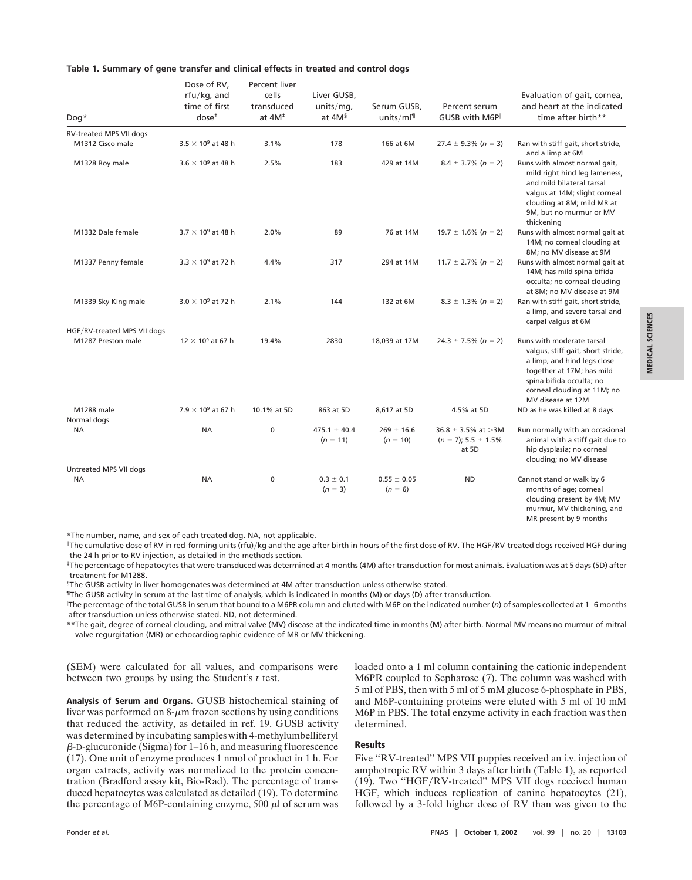**Table 1. Summary of gene transfer and clinical effects in treated and control dogs**

| Dog* | Dose of RV, rfu/kg, and time of first dose† | Percent liver cells transduced at 4M‡ | Liver GUSB, units/mg, at 4M§ | Serum GUSB, units/ml¶ | Percent serum GUSB with M6P‖ | Evaluation of gait, cornea, and heart at the indicated time after birth** |
|---|---|---|---|---|---|---|
| RV-treated MPS VII dogs | | | | | | |
| M1312 Cisco male | $3.5 \times 10^9$ at 48 h | 3.1% | 178 | 166 at 6M | $27.4 \pm 9.3\%$ ($n = 3$) | Ran with stiff gait, short stride, and a limp at 6M |
| M1328 Roy male | $3.6 \times 10^9$ at 48 h | 2.5% | 183 | 429 at 14M | $8.4 \pm 3.7\%$ ($n = 2$) | Runs with almost normal gait, mild right hind leg lameness, and mild bilateral tarsal valgus at 14M; slight corneal clouding at 8M; mild MR at 9M, but no murmur or MV thickening |
| M1332 Dale female | $3.7 \times 10^9$ at 48 h | 2.0% | 89 | 76 at 14M | $19.7 \pm 1.6\%$ ($n = 2$) | Runs with almost normal gait at 14M; no corneal clouding at 8M; no MV disease at 9M |
| M1337 Penny female | $3.3 \times 10^9$ at 72 h | 4.4% | 317 | 294 at 14M | $11.7 \pm 2.7\%$ ($n = 2$) | Runs with almost normal gait at 14M; has mild spina bifida occulta; no corneal clouding at 8M; no MV disease at 9M |
| M1339 Sky King male | $3.0 \times 10^9$ at 72 h | 2.1% | 144 | 132 at 6M | $8.3 \pm 1.3\%$ ($n = 2$) | Ran with stiff gait, short stride, a limp, and severe tarsal and carpal valgus at 6M |
| HGF/RV-treated MPS VII dogs | | | | | | |
| M1287 Preston male | $12 \times 10^9$ at 67 h | 19.4% | 2830 | 18,039 at 17M | $24.3 \pm 7.5\%$ ($n = 2$) | Runs with moderate tarsal valgus, stiff gait, short stride, a limp, and hind legs close together at 17M; has mild spina bifida occulta; no corneal clouding at 11M; no MV disease at 12M |
| M1288 male | $7.9 \times 10^9$ at 67 h | 10.1% at 5D | 863 at 5D | 8,617 at 5D | 4.5% at 5D | ND as he was killed at 8 days |
| Normal dogs | | | | | | |
| NA | NA | 0 | $475.1 \pm 40.4$ ($n = 11$) | $269 \pm 16.6$ ($n = 10$) | $36.8 \pm 3.5\%$ at >3M ($n = 7$); $5.5 \pm 1.5\%$ at 5D | Run normally with an occasional animal with a stiff gait due to hip dysplasia; no corneal clouding; no MV disease |
| Untreated MPS VII dogs | | | | | | |
| NA | NA | 0 | $0.3 \pm 0.1$ ($n = 3$) | $0.55 \pm 0.05$ ($n = 6$) | ND | Cannot stand or walk by 6 months of age; corneal clouding present by 4M; MV murmur, MV thickening, and MR present by 9 months |

*The number, name, and sex of each treated dog. NA, not applicable.

†The cumulative dose of RV in red-forming units (rfu)/kg and the age after birth in hours of the first dose of RV. The HGF/RV-treated dogs received HGF during the 24 h prior to RV injection, as detailed in the methods section.

‡The percentage of hepatocytes that were transduced was determined at 4 months (4M) after transduction for most animals. Evaluation was at 5 days (5D) after treatment for M1288.

§The GUSB activity in liver homogenates was determined at 4M after transduction unless otherwise stated.

¶The GUSB activity in serum at the last time of analysis, which is indicated in months (M) or days (D) after transduction.

‖The percentage of the total GUSB in serum that bound to a M6PR column and eluted with M6P on the indicated number ($n$) of samples collected at 1–6 months after transduction unless otherwise stated. ND, not determined.

**The gait, degree of corneal clouding, and mitral valve (MV) disease at the indicated time in months (M) after birth. Normal MV means no murmur of mitral valve regurgitation (MR) or echocardiographic evidence of MR or MV thickening.

(SEM) were calculated for all values, and comparisons were between two groups by using the Student's *t* test.

**Analysis of Serum and Organs.** GUSB histochemical staining of liver was performed on 8-$\mu$m frozen sections by using conditions that reduced the activity, as detailed in ref. 19. GUSB activity was determined by incubating samples with 4-methylumbelliferyl $\beta$-D-glucuronide (Sigma) for 1–16 h, and measuring fluorescence (17). One unit of enzyme produces 1 nmol of product in 1 h. For organ extracts, activity was normalized to the protein concentration (Bradford assay kit, Bio-Rad). The percentage of transduced hepatocytes was calculated as detailed (19). To determine the percentage of M6P-containing enzyme, 500 $\mu$l of serum was loaded onto a 1 ml column containing the cationic independent M6PR coupled to Sepharose (7). The column was washed with 5 ml of PBS, then with 5 ml of 5 mM glucose 6-phosphate in PBS, and M6P-containing proteins were eluted with 5 ml of 10 mM M6P in PBS. The total enzyme activity in each fraction was then determined.

## Results

Five "RV-treated" MPS VII puppies received an i.v. injection of amphotropic RV within 3 days after birth (Table 1), as reported (19). Two "HGF/RV-treated" MPS VII dogs received human HGF, which induces replication of canine hepatocytes (21), followed by a 3-fold higher dose of RV than was given to the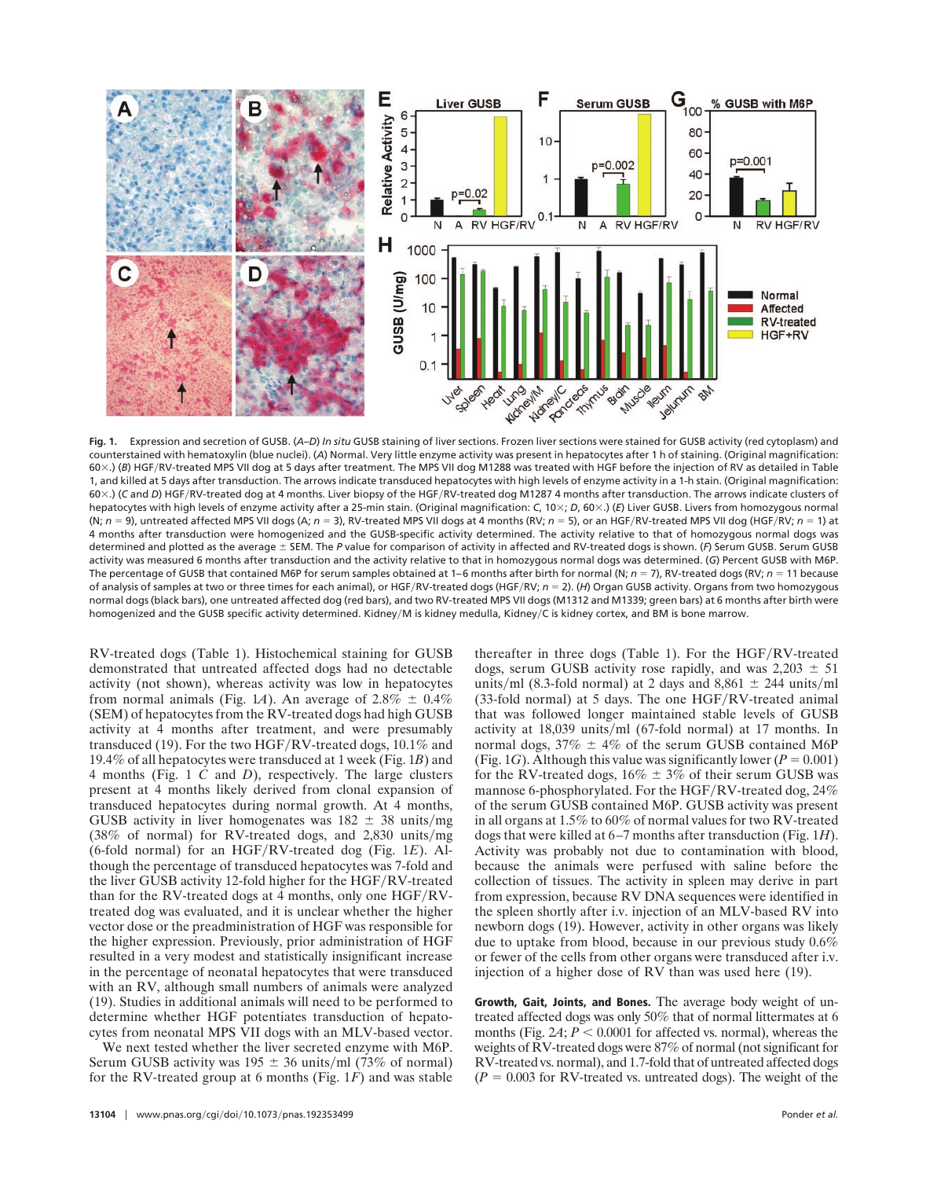**Fig. 1.** Expression and secretion of GUSB. (*A–D*) *In situ* GUSB staining of liver sections. Frozen liver sections were stained for GUSB activity (red cytoplasm) and counterstained with hematoxylin (blue nuclei). (*A*) Normal. Very little enzyme activity was present in hepatocytes after 1 h of staining. (Original magnification: 60×.) (*B*) HGF/RV-treated MPS VII dog at 5 days after treatment. The MPS VII dog M1288 was treated with HGF before the injection of RV as detailed in Table 1, and killed at 5 days after transduction. The arrows indicate transduced hepatocytes with high levels of enzyme activity in a 1-h stain. (Original magnification: 60×.) (*C* and *D*) HGF/RV-treated dog at 4 months. Liver biopsy of the HGF/RV-treated dog M1287 4 months after transduction. The arrows indicate clusters of hepatocytes with high levels of enzyme activity after a 25-min stain. (Original magnification: *C*, 10×; *D*, 60×.) (*E*) Liver GUSB. Livers from homozygous normal (N; $n = 9$), untreated affected MPS VII dogs (A; $n = 3$), RV-treated MPS VII dogs at 4 months (RV; $n = 5$), or an HGF/RV-treated MPS VII dog (HGF/RV; $n = 1$) at 4 months after transduction were homogenized and the GUSB-specific activity determined. The activity relative to that of homozygous normal dogs was determined and plotted as the average ± SEM. The *P* value for comparison of activity in affected and RV-treated dogs is shown. (*F*) Serum GUSB. Serum GUSB activity was measured 6 months after transduction and the activity relative to that in homozygous normal dogs was determined. (*G*) Percent GUSB with M6P. The percentage of GUSB that contained M6P for serum samples obtained at 1–6 months after birth for normal (N; $n = 7$), RV-treated dogs (RV; $n = 11$ because of analysis of samples at two or three times for each animal), or HGF/RV-treated dogs (HGF/RV; $n = 2$). (*H*) Organ GUSB activity. Organs from two homozygous normal dogs (black bars), one untreated affected dog (red bars), and two RV-treated MPS VII dogs (M1312 and M1339; green bars) at 6 months after birth were homogenized and the GUSB specific activity determined. Kidney/M is kidney medulla, Kidney/C is kidney cortex, and BM is bone marrow.

RV-treated dogs (Table 1). Histochemical staining for GUSB demonstrated that untreated affected dogs had no detectable activity (not shown), whereas activity was low in hepatocytes from normal animals (Fig. 1*A*). An average of 2.8% ± 0.4% (SEM) of hepatocytes from the RV-treated dogs had high GUSB activity at 4 months after treatment, and were presumably transduced (19). For the two HGF/RV-treated dogs, 10.1% and 19.4% of all hepatocytes were transduced at 1 week (Fig. 1*B*) and 4 months (Fig. 1 *C* and *D*), respectively. The large clusters present at 4 months likely derived from clonal expansion of transduced hepatocytes during normal growth. At 4 months, GUSB activity in liver homogenates was 182 ± 38 units/mg (38% of normal) for RV-treated dogs, and 2,830 units/mg (6-fold normal) for an HGF/RV-treated dog (Fig. 1*E*). Although the percentage of transduced hepatocytes was 7-fold and the liver GUSB activity 12-fold higher for the HGF/RV-treated than for the RV-treated dogs at 4 months, only one HGF/RV-treated dog was evaluated, and it is unclear whether the higher vector dose or the preadministration of HGF was responsible for the higher expression. Previously, prior administration of HGF resulted in a very modest and statistically insignificant increase in the percentage of neonatal hepatocytes that were transduced with an RV, although small numbers of animals were analyzed (19). Studies in additional animals will need to be performed to determine whether HGF potentiates transduction of hepatocytes from neonatal MPS VII dogs with an MLV-based vector.

We next tested whether the liver secreted enzyme with M6P. Serum GUSB activity was 195 ± 36 units/ml (73% of normal) for the RV-treated group at 6 months (Fig. 1*F*) and was stable thereafter in three dogs (Table 1). For the HGF/RV-treated dogs, serum GUSB activity rose rapidly, and was 2,203 ± 51 units/ml (8.3-fold normal) at 2 days and 8,861 ± 244 units/ml (33-fold normal) at 5 days. The one HGF/RV-treated animal that was followed longer maintained stable levels of GUSB activity at 18,039 units/ml (67-fold normal) at 17 months. In normal dogs, 37% ± 4% of the serum GUSB contained M6P (Fig. 1*G*). Although this value was significantly lower ($P = 0.001$) for the RV-treated dogs, 16% ± 3% of their serum GUSB was mannose 6-phosphorylated. For the HGF/RV-treated dog, 24% of the serum GUSB contained M6P. GUSB activity was present in all organs at 1.5% to 60% of normal values for two RV-treated dogs that were killed at 6–7 months after transduction (Fig. 1*H*). Activity was probably not due to contamination with blood, because the animals were perfused with saline before the collection of tissues. The activity in spleen may derive in part from expression, because RV DNA sequences were identified in the spleen shortly after i.v. injection of an MLV-based RV into newborn dogs (19). However, activity in other organs was likely due to uptake from blood, because in our previous study 0.6% or fewer of the cells from other organs were transduced after i.v. injection of a higher dose of RV than was used here (19).

**Growth, Gait, Joints, and Bones.** The average body weight of untreated affected dogs was only 50% that of normal littermates at 6 months (Fig. 2*A*; $P < 0.0001$ for affected vs. normal), whereas the weights of RV-treated dogs were 87% of normal (not significant for RV-treated vs. normal), and 1.7-fold that of untreated affected dogs ($P = 0.003$ for RV-treated vs. untreated dogs). The weight of the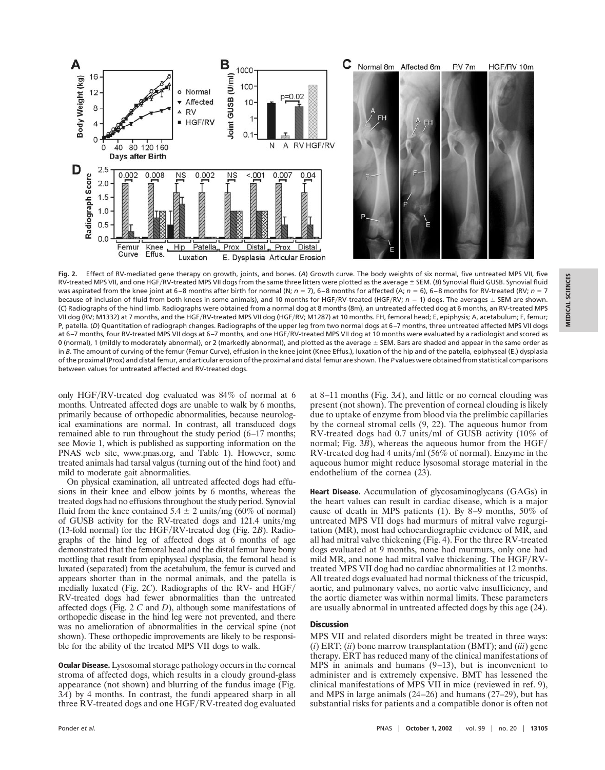**Fig. 2.** Effect of RV-mediated gene therapy on growth, joints, and bones. (*A*) Growth curve. The body weights of six normal, five untreated MPS VII, five RV-treated MPS VII, and one HGF/RV-treated MPS VII dogs from the same three litters were plotted as the average ± SEM. (*B*) Synovial fluid GUSB. Synovial fluid was aspirated from the knee joint at 6–8 months after birth for normal (N; $n = 7$), 6–8 months for affected (A; $n = 6$), 6–8 months for RV-treated (RV; $n = 7$ because of inclusion of fluid from both knees in some animals), and 10 months for HGF/RV-treated (HGF/RV; $n = 1$) dogs. The averages ± SEM are shown. (*C*) Radiographs of the hind limb. Radiographs were obtained from a normal dog at 8 months (8m), an untreated affected dog at 6 months, an RV-treated MPS VII dog (RV; M1332) at 7 months, and the HGF/RV-treated MPS VII dog (HGF/RV; M1287) at 10 months. FH, femoral head; E, epiphysis; A, acetabulum; F, femur; P, patella. (*D*) Quantitation of radiograph changes. Radiographs of the upper leg from two normal dogs at 6–7 months, three untreated affected MPS VII dogs at 6–7 months, four RV-treated MPS VII dogs at 6–7 months, and one HGF/RV-treated MPS VII dog at 10 months were evaluated by a radiologist and scored as 0 (normal), 1 (mildly to moderately abnormal), or 2 (markedly abnormal), and plotted as the average ± SEM. Bars are shaded and appear in the same order as in *B*. The amount of curving of the femur (Femur Curve), effusion in the knee joint (Knee Effus.), luxation of the hip and of the patella, epiphyseal (E.) dysplasia of the proximal (Prox) and distal femur, and articular erosion of the proximal and distal femur are shown. The *P* values were obtained from statistical comparisons between values for untreated affected and RV-treated dogs.

only HGF/RV-treated dog evaluated was 84% of normal at 6 months. Untreated affected dogs are unable to walk by 6 months, primarily because of orthopedic abnormalities, because neurological examinations are normal. In contrast, all transduced dogs remained able to run throughout the study period (6–17 months; see Movie 1, which is published as supporting information on the PNAS web site, www.pnas.org, and Table 1). However, some treated animals had tarsal valgus (turning out of the hind foot) and mild to moderate gait abnormalities.

On physical examination, all untreated affected dogs had effusions in their knee and elbow joints by 6 months, whereas the treated dogs had no effusions throughout the study period. Synovial fluid from the knee contained 5.4 ± 2 units/mg (60% of normal) of GUSB activity for the RV-treated dogs and 121.4 units/mg (13-fold normal) for the HGF/RV-treated dog (Fig. 2*B*). Radiographs of the hind leg of affected dogs at 6 months of age demonstrated that the femoral head and the distal femur have bony mottling that result from epiphyseal dysplasia, the femoral head is luxated (separated) from the acetabulum, the femur is curved and appears shorter than in the normal animals, and the patella is medially luxated (Fig. 2*C*). Radiographs of the RV- and HGF/RV-treated dogs had fewer abnormalities than the untreated affected dogs (Fig. 2 *C* and *D*), although some manifestations of orthopedic disease in the hind leg were not prevented, and there was no amelioration of abnormalities in the cervical spine (not shown). These orthopedic improvements are likely to be responsible for the ability of the treated MPS VII dogs to walk.

**Ocular Disease.** Lysosomal storage pathology occurs in the corneal stroma of affected dogs, which results in a cloudy ground-glass appearance (not shown) and blurring of the fundus image (Fig. 3*A*) by 4 months. In contrast, the fundi appeared sharp in all three RV-treated dogs and one HGF/RV-treated dog evaluated at 8–11 months (Fig. 3*A*), and little or no corneal clouding was present (not shown). The prevention of corneal clouding is likely due to uptake of enzyme from blood via the prelimbic capillaries by the corneal stromal cells (9, 22). The aqueous humor from RV-treated dogs had 0.7 units/ml of GUSB activity (10% of normal; Fig. 3*B*), whereas the aqueous humor from the HGF/RV-treated dog had 4 units/ml (56% of normal). Enzyme in the aqueous humor might reduce lysosomal storage material in the endothelium of the cornea (23).

**Heart Disease.** Accumulation of glycosaminoglycans (GAGs) in the heart values can result in cardiac disease, which is a major cause of death in MPS patients (1). By 8–9 months, 50% of untreated MPS VII dogs had murmurs of mitral valve regurgitation (MR), most had echocardiographic evidence of MR, and all had mitral valve thickening (Fig. 4). For the three RV-treated dogs evaluated at 9 months, none had murmurs, only one had mild MR, and none had mitral valve thickening. The HGF/RV-treated MPS VII dog had no cardiac abnormalities at 12 months. All treated dogs evaluated had normal thickness of the tricuspid, aortic, and pulmonary valves, no aortic valve insufficiency, and the aortic diameter was within normal limits. These parameters are usually abnormal in untreated affected dogs by this age (24).

## Discussion

MPS VII and related disorders might be treated in three ways: (*i*) ERT; (*ii*) bone marrow transplantation (BMT); and (*iii*) gene therapy. ERT has reduced many of the clinical manifestations of MPS in animals and humans (9–13), but is inconvenient to administer and is extremely expensive. BMT has lessened the clinical manifestations of MPS VII in mice (reviewed in ref. 9), and MPS in large animals (24–26) and humans (27–29), but has substantial risks for patients and a compatible donor is often not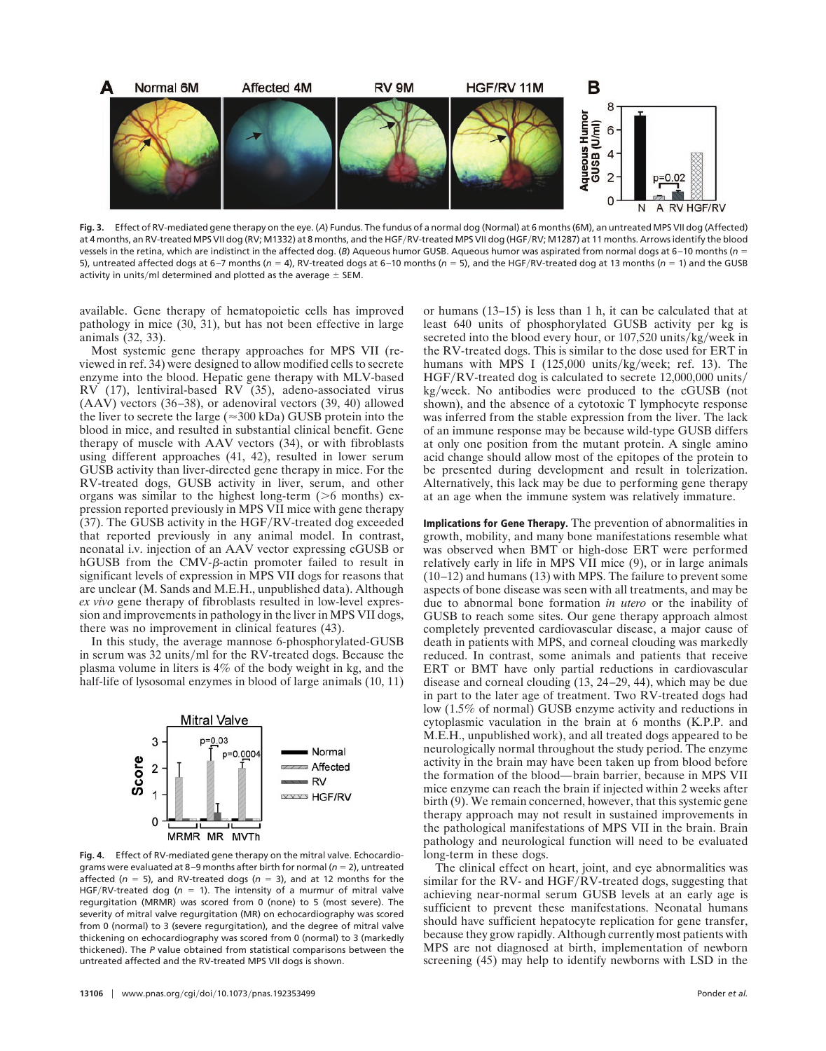Fig. 3. Effect of RV-mediated gene therapy on the eye. (*A*) Fundus. The fundus of a normal dog (Normal) at 6 months (6M), an untreated MPS VII dog (Affected) at 4 months, an RV-treated MPS VII dog (RV; M1332) at 8 months, and the HGF/RV-treated MPS VII dog (HGF/RV; M1287) at 11 months. Arrows identify the blood vessels in the retina, which are indistinct in the affected dog. (*B*) Aqueous humor GUSB. Aqueous humor was aspirated from normal dogs at 6–10 months ($n$ = 5), untreated affected dogs at 6–7 months ($n$ = 4), RV-treated dogs at 6–10 months ($n$ = 5), and the HGF/RV-treated dog at 13 months ($n$ = 1) and the GUSB activity in units/ml determined and plotted as the average ± SEM.

available. Gene therapy of hematopoietic cells has improved pathology in mice (30, 31), but has not been effective in large animals (32, 33).

Most systemic gene therapy approaches for MPS VII (reviewed in ref. 34) were designed to allow modified cells to secrete enzyme into the blood. Hepatic gene therapy with MLV-based RV (17), lentiviral-based RV (35), adeno-associated virus (AAV) vectors (36–38), or adenoviral vectors (39, 40) allowed the liver to secrete the large (≈300 kDa) GUSB protein into the blood in mice, and resulted in substantial clinical benefit. Gene therapy of muscle with AAV vectors (34), or with fibroblasts using different approaches (41, 42), resulted in lower serum GUSB activity than liver-directed gene therapy in mice. For the RV-treated dogs, GUSB activity in liver, serum, and other organs was similar to the highest long-term (>6 months) expression reported previously in MPS VII mice with gene therapy (37). The GUSB activity in the HGF/RV-treated dog exceeded that reported previously in any animal model. In contrast, neonatal i.v. injection of an AAV vector expressing cGUSB or hGUSB from the CMV-β-actin promoter failed to result in significant levels of expression in MPS VII dogs for reasons that are unclear (M. Sands and M.E.H., unpublished data). Although *ex vivo* gene therapy of fibroblasts resulted in low-level expression and improvements in pathology in the liver in MPS VII dogs, there was no improvement in clinical features (43).

In this study, the average mannose 6-phosphorylated-GUSB in serum was 32 units/ml for the RV-treated dogs. Because the plasma volume in liters is 4% of the body weight in kg, and the half-life of lysosomal enzymes in blood of large animals (10, 11) or humans (13–15) is less than 1 h, it can be calculated that at least 640 units of phosphorylated GUSB activity per kg is secreted into the blood every hour, or 107,520 units/kg/week in the RV-treated dogs. This is similar to the dose used for ERT in humans with MPS I (125,000 units/kg/week; ref. 13). The HGF/RV-treated dog is calculated to secrete 12,000,000 units/kg/week. No antibodies were produced to the cGUSB (not shown), and the absence of a cytotoxic T lymphocyte response was inferred from the stable expression from the liver. The lack of an immune response may be because wild-type GUSB differs at only one position from the mutant protein. A single amino acid change should allow most of the epitopes of the protein to be presented during development and result in tolerization. Alternatively, this lack may be due to performing gene therapy at an age when the immune system was relatively immature.

Fig. 4. Effect of RV-mediated gene therapy on the mitral valve. Echocardiograms were evaluated at 8–9 months after birth for normal ($n$ = 2), untreated affected ($n$ = 5), and RV-treated dogs ($n$ = 3), and at 12 months for the HGF/RV-treated dog ($n$ = 1). The intensity of a murmur of mitral valve regurgitation (MRMR) was scored from 0 (none) to 5 (most severe). The severity of mitral valve regurgitation (MR) on echocardiography was scored from 0 (normal) to 3 (severe regurgitation), and the degree of mitral valve thickening on echocardiography was scored from 0 (normal) to 3 (markedly thickened). The *P* value obtained from statistical comparisons between the untreated affected and the RV-treated MPS VII dogs is shown.

**Implications for Gene Therapy.** The prevention of abnormalities in growth, mobility, and many bone manifestations resemble what was observed when BMT or high-dose ERT were performed relatively early in life in MPS VII mice (9), or in large animals (10–12) and humans (13) with MPS. The failure to prevent some aspects of bone disease was seen with all treatments, and may be due to abnormal bone formation *in utero* or the inability of GUSB to reach some sites. Our gene therapy approach almost completely prevented cardiovascular disease, a major cause of death in patients with MPS, and corneal clouding was markedly reduced. In contrast, some animals and patients that receive ERT or BMT have only partial reductions in cardiovascular disease and corneal clouding (13, 24–29, 44), which may be due in part to the later age of treatment. Two RV-treated dogs had low (1.5% of normal) GUSB enzyme activity and reductions in cytoplasmic vaculation in the brain at 6 months (K.P.P. and M.E.H., unpublished work), and all treated dogs appeared to be neurologically normal throughout the study period. The enzyme activity in the brain may have been taken up from blood before the formation of the blood—brain barrier, because in MPS VII mice enzyme can reach the brain if injected within 2 weeks after birth (9). We remain concerned, however, that this systemic gene therapy approach may not result in sustained improvements in the pathological manifestations of MPS VII in the brain. Brain pathology and neurological function will need to be evaluated long-term in these dogs.

The clinical effect on heart, joint, and eye abnormalities was similar for the RV- and HGF/RV-treated dogs, suggesting that achieving near-normal serum GUSB levels at an early age is sufficient to prevent these manifestations. Neonatal humans should have sufficient hepatocyte replication for gene transfer, because they grow rapidly. Although currently most patients with MPS are not diagnosed at birth, implementation of newborn screening (45) may help to identify newborns with LSD in the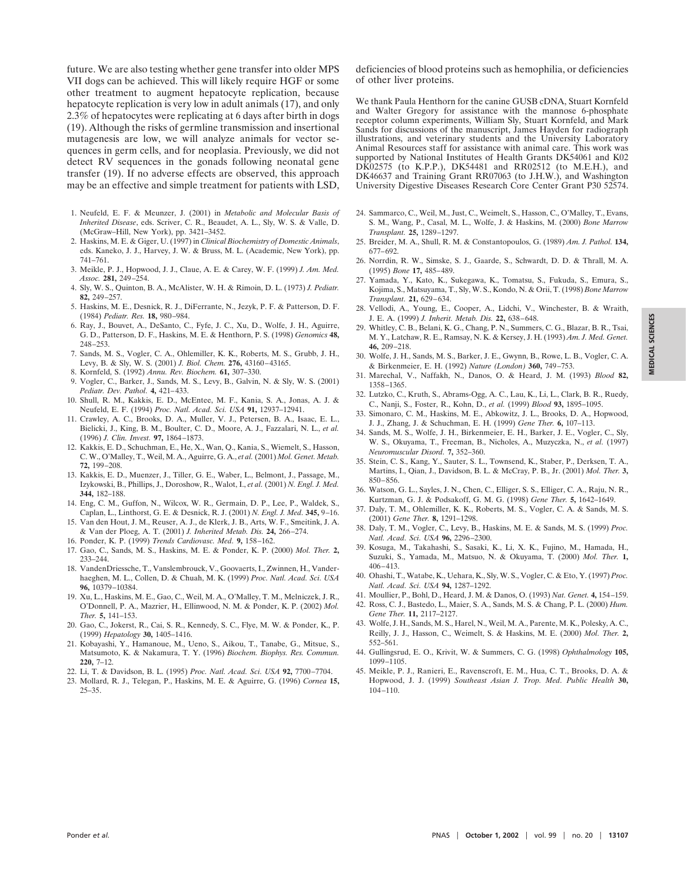future. We are also testing whether gene transfer into older MPS VII dogs can be achieved. This will likely require HGF or some other treatment to augment hepatocyte replication, because hepatocyte replication is very low in adult animals (17), and only 2.3% of hepatocytes were replicating at 6 days after birth in dogs (19). Although the risks of germline transmission and insertional mutagenesis are low, we will analyze animals for vector sequences in germ cells, and for neoplasia. Previously, we did not detect RV sequences in the gonads following neonatal gene transfer (19). If no adverse effects are observed, this approach may be an effective and simple treatment for patients with LSD, deficiencies of blood proteins such as hemophilia, or deficiencies of other liver proteins.

We thank Paula Henthorn for the canine GUSB cDNA, Stuart Kornfeld and Walter Gregory for assistance with the mannose 6-phosphate receptor column experiments, William Sly, Stuart Kornfeld, and Mark Sands for discussions of the manuscript, James Hayden for radiograph illustrations, and veterinary students and the University Laboratory Animal Resources staff for assistance with animal care. This work was supported by National Institutes of Health Grants DK54061 and K02 DK02575 (to K.P.P.), DK54481 and RR02512 (to M.E.H.), and DK46637 and Training Grant RR07063 (to J.H.W.), and Washington University Digestive Diseases Research Core Center Grant P30 52574.

1. Neufeld, E. F. & Meunzer, J. (2001) in *Metabolic and Molecular Basis of Inherited Disease*, eds. Scriver, C. R., Beaudet, A. L., Sly, W. S. & Valle, D. (McGraw–Hill, New York), pp. 3421–3452.
2. Haskins, M. E. & Giger, U. (1997) in *Clinical Biochemistry of Domestic Animals*, eds. Kaneko, J. J., Harvey, J. W. & Bruss, M. L. (Academic, New York), pp. 741–761.
3. Meikle, P. J., Hopwood, J. J., Claue, A. E. & Carey, W. F. (1999) *J. Am. Med. Assoc.* **281,** 249–254.
4. Sly, W. S., Quinton, B. A., McAlister, W. H. & Rimoin, D. L. (1973) *J. Pediatr.* **82,** 249–257.
5. Haskins, M. E., Desnick, R. J., DiFerrante, N., Jezyk, P. F. & Patterson, D. F. (1984) *Pediatr. Res.* **18,** 980–984.
6. Ray, J., Bouvet, A., DeSanto, C., Fyfe, J. C., Xu, D., Wolfe, J. H., Aguirre, G. D., Patterson, D. F., Haskins, M. E. & Henthorn, P. S. (1998) *Genomics* **48,** 248–253.
7. Sands, M. S., Vogler, C. A., Ohlemiller, K. K., Roberts, M. S., Grubb, J. H., Levy, B. & Sly, W. S. (2001) *J. Biol. Chem.* **276,** 43160–43165.
8. Kornfeld, S. (1992) *Annu. Rev. Biochem.* **61,** 307–330.
9. Vogler, C., Barker, J., Sands, M. S., Levy, B., Galvin, N. & Sly, W. S. (2001) *Pediatr. Dev. Pathol.* **4,** 421–433.
10. Shull, R. M., Kakkis, E. D., McEntee, M. F., Kania, S. A., Jonas, A. J. & Neufeld, E. F. (1994) *Proc. Natl. Acad. Sci. USA* **91,** 12937–12941.
11. Crawley, A. C., Brooks, D. A., Muller, V. J., Petersen, B. A., Isaac, E. L., Bielicki, J., King, B. M., Boulter, C. D., Moore, A. J., Fazzalari, N. L., *et al.* (1996) *J. Clin. Invest.* **97,** 1864–1873.
12. Kakkis, E. D., Schuchman, E., He, X., Wan, Q., Kania, S., Wiemelt, S., Hasson, C. W., O'Malley, T., Weil, M. A., Aguirre, G. A., *et al.* (2001) *Mol. Genet. Metab.* **72,** 199–208.
13. Kakkis, E. D., Muenzer, J., Tiller, G. E., Waber, L., Belmont, J., Passage, M., Izykowski, B., Phillips, J., Doroshow, R., Walot, I., *et al.* (2001) *N. Engl. J. Med.* **344,** 182–188.
14. Eng, C. M., Guffon, N., Wilcox, W. R., Germain, D. P., Lee, P., Waldek, S., Caplan, L., Linthorst, G. E. & Desnick, R. J. (2001) *N. Engl. J. Med.* **345,** 9–16.
15. Van den Hout, J. M., Reuser, A. J., de Klerk, J. B., Arts, W. F., Smeitink, J. A. & Van der Ploeg, A. T. (2001) *J. Inherited Metab. Dis.* **24,** 266–274.
16. Ponder, K. P. (1999) *Trends Cardiovasc. Med.* **9,** 158–162.
17. Gao, C., Sands, M. S., Haskins, M. E. & Ponder, K. P. (2000) *Mol. Ther.* **2,** 233–244.
18. VandenDriessche, T., Vanslembrouck, V., Goovaerts, I., Zwinnen, H., Vanderhaeghen, M. L., Collen, D. & Chuah, M. K. (1999) *Proc. Natl. Acad. Sci. USA* **96,** 10379–10384.
19. Xu, L., Haskins, M. E., Gao, C., Weil, M. A., O'Malley, T. M., Melniczek, J. R., O'Donnell, P. A., Mazrier, H., Ellinwood, N. M. & Ponder, K. P. (2002) *Mol. Ther.* **5,** 141–153.
20. Gao, C., Jokerst, R., Cai, S. R., Kennedy, S. C., Flye, M. W. & Ponder, K., P. (1999) *Hepatology* **30,** 1405–1416.
21. Kobayashi, Y., Hamanoue, M., Ueno, S., Aikou, T., Tanabe, G., Mitsue, S., Matsumoto, K. & Nakamura, T. Y. (1996) *Biochem. Biophys. Res. Commun.* **220,** 7–12.
22. Li, T. & Davidson, B. L. (1995) *Proc. Natl. Acad. Sci. USA* **92,** 7700–7704.
23. Mollard, R. J., Telegan, P., Haskins, M. E. & Aguirre, G. (1996) *Cornea* **15,** 25–35.
24. Sammarco, C., Weil, M., Just, C., Weimelt, S., Hasson, C., O'Malley, T., Evans, S. M., Wang, P., Casal, M. L., Wolfe, J. & Haskins, M. (2000) *Bone Marrow Transplant.* **25,** 1289–1297.
25. Breider, M. A., Shull, R. M. & Constantopoulos, G. (1989) *Am. J. Pathol.* **134,** 677–692.
26. Norrdin, R. W., Simske, S. J., Gaarde, S., Schwardt, D. D. & Thrall, M. A. (1995) *Bone* **17,** 485–489.
27. Yamada, Y., Kato, K., Sukegawa, K., Tomatsu, S., Fukuda, S., Emura, S., Kojima, S., Matsuyama, T., Sly, W. S., Kondo, N. & Orii, T. (1998) *Bone Marrow Transplant.* **21,** 629–634.
28. Vellodi, A., Young, E., Cooper, A., Lidchi, V., Winchester, B. & Wraith, J. E. A. (1999) *J. Inherit. Metab. Dis.* **22,** 638–648.
29. Whitley, C. B., Belani, K. G., Chang, P. N., Summers, C. G., Blazar, B. R., Tsai, M. Y., Latchaw, R. E., Ramsay, N. K. & Kersey, J. H. (1993) *Am. J. Med. Genet.* **46,** 209–218.
30. Wolfe, J. H., Sands, M. S., Barker, J. E., Gwynn, B., Rowe, L. B., Vogler, C. A. & Birkenmeier, E. H. (1992) *Nature (London)* **360,** 749–753.
31. Marechal, V., Naffakh, N., Danos, O. & Heard, J. M. (1993) *Blood* **82,** 1358–1365.
32. Lutzko, C., Kruth, S., Abrams-Ogg, A. C., Lau, K., Li, L., Clark, B. R., Ruedy, C., Nanji, S., Foster, R., Kohn, D., *et al.* (1999) *Blood* **93,** 1895–1095.
33. Simonaro, C. M., Haskins, M. E., Abkowitz, J. L., Brooks, D. A., Hopwood, J. J., Zhang, J. & Schuchman, E. H. (1999) *Gene Ther.* **6,** 107–113.
34. Sands, M. S., Wolfe, J. H., Birkenmeier, E. H., Barker, J. E., Vogler, C., Sly, W. S., Okuyama, T., Freeman, B., Nicholes, A., Muzyczka, N., *et al.* (1997) *Neuromuscular Disord.* **7,** 352–360.
35. Stein, C. S., Kang, Y., Sauter, S. L., Townsend, K., Staber, P., Derksen, T. A., Martins, I., Qian, J., Davidson, B. L. & McCray, P. B., Jr. (2001) *Mol. Ther.* **3,** 850–856.
36. Watson, G. L., Sayles, J. N., Chen, C., Elliger, S. S., Elliger, C. A., Raju, N. R., Kurtzman, G. J. & Podsakoff, G. M. G. (1998) *Gene Ther.* **5,** 1642–1649.
37. Daly, T. M., Ohlemiller, K. K., Roberts, M. S., Vogler, C. A. & Sands, M. S. (2001) *Gene Ther.* **8,** 1291–1298.
38. Daly, T. M., Vogler, C., Levy, B., Haskins, M. E. & Sands, M. S. (1999) *Proc. Natl. Acad. Sci. USA* **96,** 2296–2300.
39. Kosuga, M., Takahashi, S., Sasaki, K., Li, X. K., Fujino, M., Hamada, H., Suzuki, S., Yamada, M., Matsuo, N. & Okuyama, T. (2000) *Mol. Ther.* **1,** 406–413.
40. Ohashi, T., Watabe, K., Uehara, K., Sly, W. S., Vogler, C. & Eto, Y. (1997) *Proc. Natl. Acad. Sci. USA* **94,** 1287–1292.
41. Moullier, P., Bohl, D., Heard, J. M. & Danos, O. (1993) *Nat. Genet.* **4,** 154–159.
42. Ross, C. J., Bastedo, L., Maier, S. A., Sands, M. S. & Chang, P. L. (2000) *Hum. Gene Ther.* **11,** 2117–2127.
43. Wolfe, J. H., Sands, M. S., Harel, N., Weil, M. A., Parente, M. K., Polesky, A. C., Reilly, J. J., Hasson, C., Weimelt, S. & Haskins, M. E. (2000) *Mol. Ther.* **2,** 552–561.
44. Gullingsrud, E. O., Krivit, W. & Summers, C. G. (1998) *Ophthalmology* **105,** 1099–1105.
45. Meikle, P. J., Ranieri, E., Ravenscroft, E. M., Hua, C. T., Brooks, D. A. & Hopwood, J. J. (1999) *Southeast Asian J. Trop. Med. Public Health* **30,** 104–110.